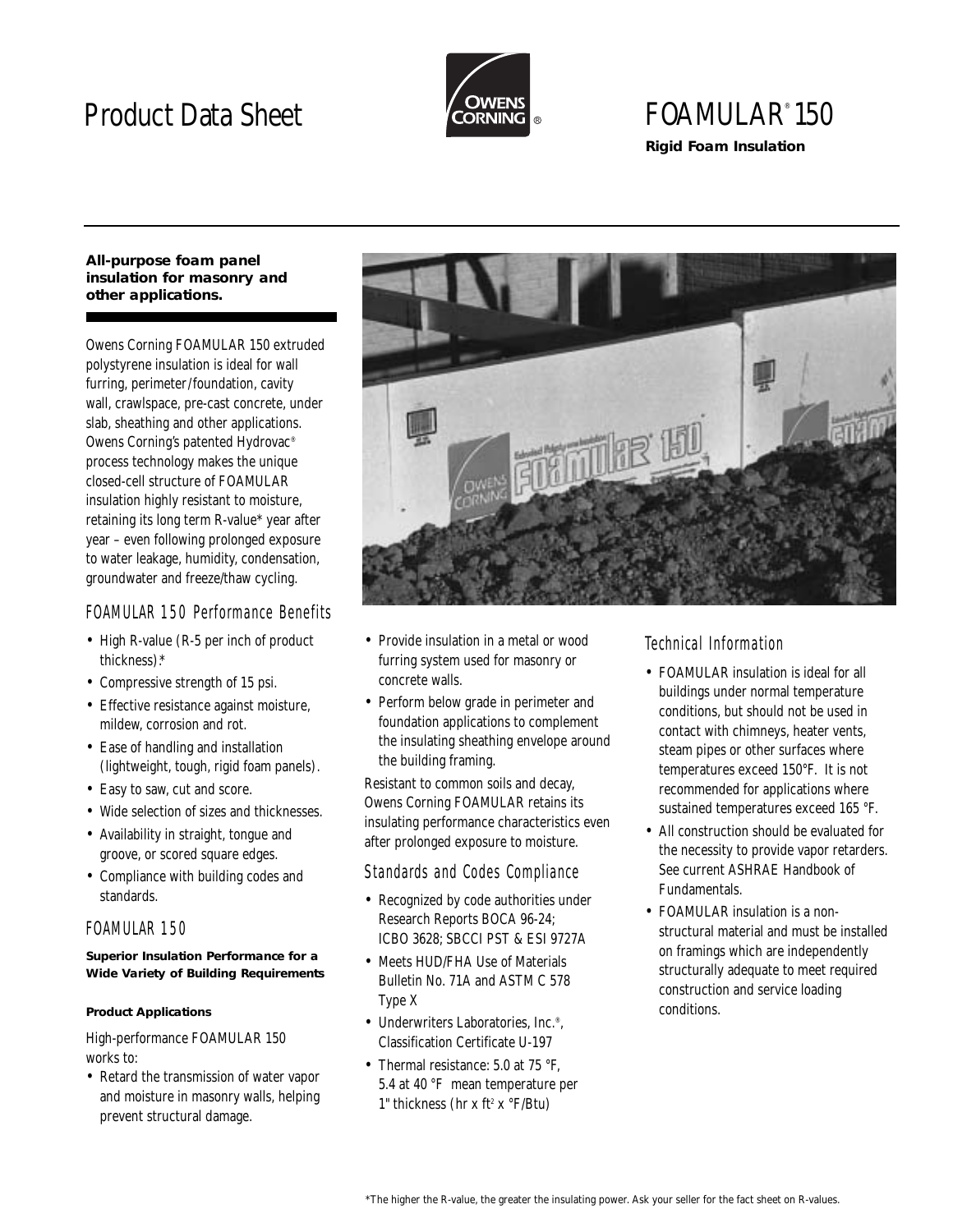# Product Data Sheet

# FOAMULAR® 150

**Rigid Foam Insulation**

**All-purpose foam panel insulation for masonry and other applications.**

Owens Corning FOAMULAR 150 extruded polystyrene insulation is ideal for wall furring, perimeter/foundation, cavity wall, crawlspace, pre-cast concrete, under slab, sheathing and other applications. Owens Corning's patented Hydrovac® process technology makes the unique closed-cell structure of FOAMULAR insulation highly resistant to moisture, retaining its long term R-value* year after year – even following prolonged exposure to water leakage, humidity, condensation, groundwater and freeze/thaw cycling.

## *FOAMULAR 150 Performance Benefits*

- High R-value (R-5 per inch of product thickness).*
- Compressive strength of 15 psi.
- Effective resistance against moisture, mildew, corrosion and rot.
- Ease of handling and installation (lightweight, tough, rigid foam panels).
- Easy to saw, cut and score.
- Wide selection of sizes and thicknesses.
- Availability in straight, tongue and groove, or scored square edges.
- Compliance with building codes and standards.

## *FOAMULAR 150*

**Superior Insulation Performance for a Wide Variety of Building Requirements**

**Product Applications**

High-performance FOAMULAR 150 works to:

- Retard the transmission of water vapor and moisture in masonry walls, helping prevent structural damage.
- Provide insulation in a metal or wood furring system used for masonry or concrete walls.
- Perform below grade in perimeter and foundation applications to complement the insulating sheathing envelope around the building framing.

Resistant to common soils and decay, Owens Corning FOAMULAR retains its insulating performance characteristics even after prolonged exposure to moisture.

## *Standards and Codes Compliance*

- Recognized by code authorities under Research Reports BOCA 96-24; ICBO 3628; SBCCI PST & ESI 9727A
- Meets HUD/FHA Use of Materials Bulletin No. 71A and ASTM C 578 Type X
- Underwriters Laboratories, Inc.®, Classification Certificate U-197
- Thermal resistance: 5.0 at 75 °F, 5.4 at 40 °F mean temperature per 1" thickness (hr x ft$^2$ x °F/Btu)

## *Technical Information*

- FOAMULAR insulation is ideal for all buildings under normal temperature conditions, but should not be used in contact with chimneys, heater vents, steam pipes or other surfaces where temperatures exceed 150°F. It is not recommended for applications where sustained temperatures exceed 165 °F.
- All construction should be evaluated for the necessity to provide vapor retarders. See current ASHRAE Handbook of Fundamentals.
- FOAMULAR insulation is a non-structural material and must be installed on framings which are independently structurally adequate to meet required construction and service loading conditions.

*The higher the R-value, the greater the insulating power. Ask your seller for the fact sheet on R-values.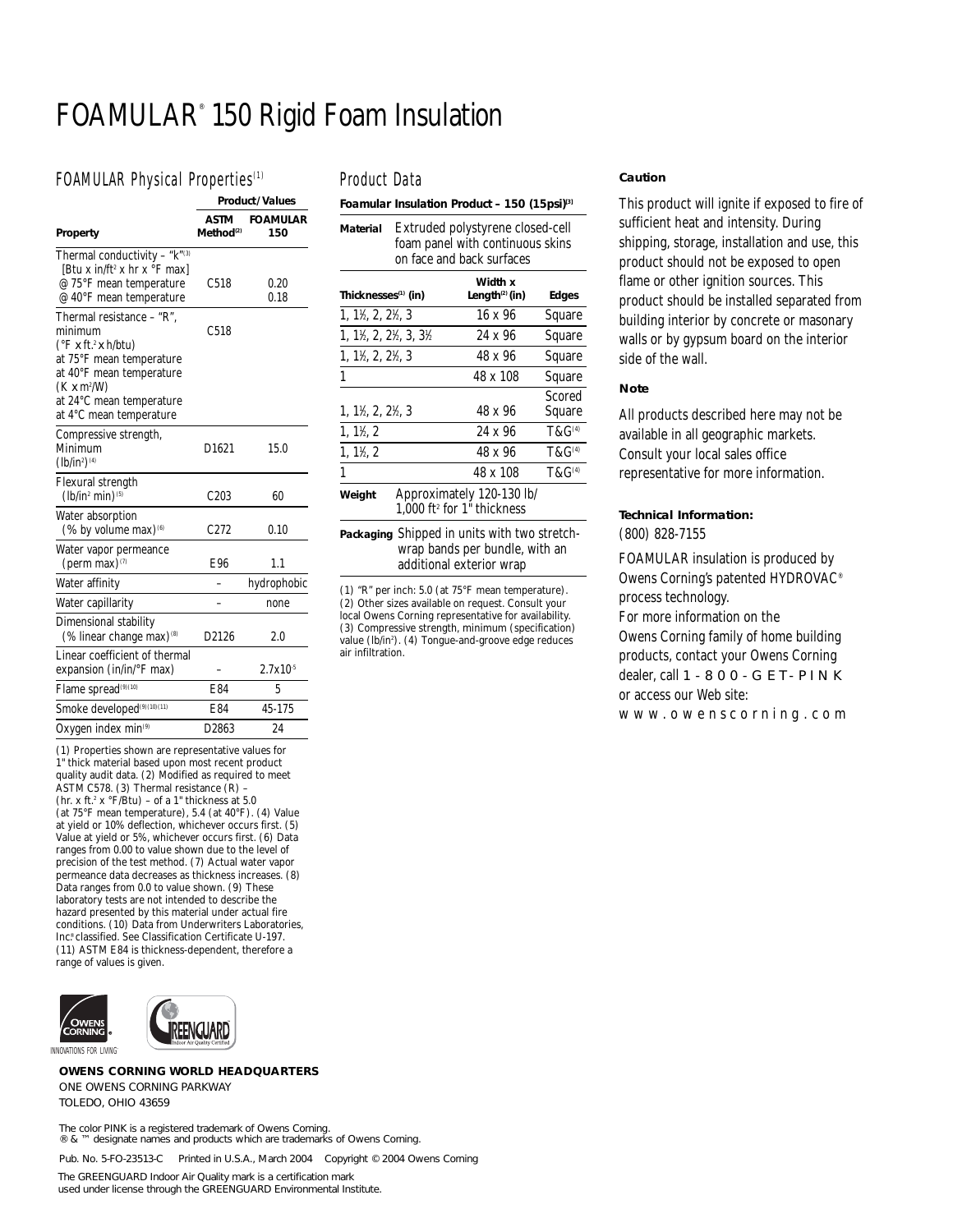# FOAMULAR® 150 Rigid Foam Insulation

## FOAMULAR Physical Properties[1]

| Property | ASTM Method[2] | FOAMULAR 150 |
|---|---|---|
| | Product/Values | |
| Thermal conductivity – "k"[3] [Btu x in/ft² x hr x °F max] @ 75°F mean temperature @ 40°F mean temperature | C518 | 0.20 0.18 |
| Thermal resistance – "R", minimum (°F x ft.² x h/btu) at 75°F mean temperature at 40°F mean temperature (K x m²/W) at 24°C mean temperature at 4°C mean temperature | C518 | |
| Compressive strength, Minimum (lb/in²)[4] | D1621 | 15.0 |
| Flexural strength (lb/in² min)[5] | C203 | 60 |
| Water absorption (% by volume max)[6] | C272 | 0.10 |
| Water vapor permeance (perm max)[7] | E96 | 1.1 |
| Water affinity | – | hydrophobic |
| Water capillarity | – | none |
| Dimensional stability (% linear change max)[8] | D2126 | 2.0 |
| Linear coefficient of thermal expansion (in/in/°F max) | – | $2.7x10^{-5}$ |
| Flame spread[9][10] | E84 | 5 |
| Smoke developed[9][10][11] | E84 | 45-175 |
| Oxygen index min[9] | D2863 | 24 |

(1) Properties shown are representative values for 1" thick material based upon most recent product quality audit data. (2) Modified as required to meet ASTM C578. (3) Thermal resistance (R) – (hr. x ft.² x °F/Btu) – of a 1" thickness at 5.0 (at 75°F mean temperature), 5.4 (at 40°F). (4) Value at yield or 10% deflection, whichever occurs first. (5) Value at yield or 5%, whichever occurs first. (6) Data ranges from 0.00 to value shown due to the level of precision of the test method. (7) Actual water vapor permeance data decreases as thickness increases. (8) Data ranges from 0.0 to value shown. (9) These laboratory tests are not intended to describe the hazard presented by this material under actual fire conditions. (10) Data from Underwriters Laboratories, Inc.® classified. See Classification Certificate U-197. (11) ASTM E84 is thickness-dependent, therefore a range of values is given.

## Product Data

**Foamular Insulation Product – 150 (15psi)[3]**

**Material** Extruded polystyrene closed-cell foam panel with continuous skins on face and back surfaces

| Thicknesses[1] (in) | Width x Length[2] (in) | Edges |
|---|---|---|
| 1, 1½, 2, 2½, 3 | 16 x 96 | Square |
| 1, 1½, 2, 2½, 3, 3½ | 24 x 96 | Square |
| 1, 1½, 2, 2½, 3 | 48 x 96 | Square |
| 1 | 48 x 108 | Square |
| 1, 1½, 2, 2½, 3 | 48 x 96 | Scored Square |
| 1, 1½, 2 | 24 x 96 | T&G[4] |
| 1, 1½, 2 | 48 x 96 | T&G[4] |
| 1 | 48 x 108 | T&G[4] |

**Weight** Approximately 120-130 lb/ 1,000 ft² for 1" thickness

**Packaging** Shipped in units with two stretch-wrap bands per bundle, with an additional exterior wrap

(1) "R" per inch: 5.0 (at 75°F mean temperature). (2) Other sizes available on request. Consult your local Owens Corning representative for availability. (3) Compressive strength, minimum (specification) value (lb/in²). (4) Tongue-and-groove edge reduces air infiltration.

**Caution**

This product will ignite if exposed to fire of sufficient heat and intensity. During shipping, storage, installation and use, this product should not be exposed to open flame or other ignition sources. This product should be installed separated from building interior by concrete or masonary walls or by gypsum board on the interior side of the wall.

**Note**

All products described here may not be available in all geographic markets. Consult your local sales office representative for more information.

**Technical Information:**
(800) 828-7155

FOAMULAR insulation is produced by Owens Corning's patented HYDROVAC® process technology.
For more information on the Owens Corning family of home building products, contact your Owens Corning dealer, call 1-800-GET-PINK or access our Web site:
www.owenscorning.com

OWENS CORNING®
INNOVATIONS FOR LIVING

GREENGUARD Indoor Air Quality Certified

**OWENS CORNING WORLD HEADQUARTERS**
ONE OWENS CORNING PARKWAY
TOLEDO, OHIO 43659

The color PINK is a registered trademark of Owens Corning.
® & ™ designate names and products which are trademarks of Owens Corning.

Pub. No. 5-FO-23513-C Printed in U.S.A., March 2004 Copyright © 2004 Owens Corning

The GREENGUARD Indoor Air Quality mark is a certification mark used under license through the GREENGUARD Environmental Institute.